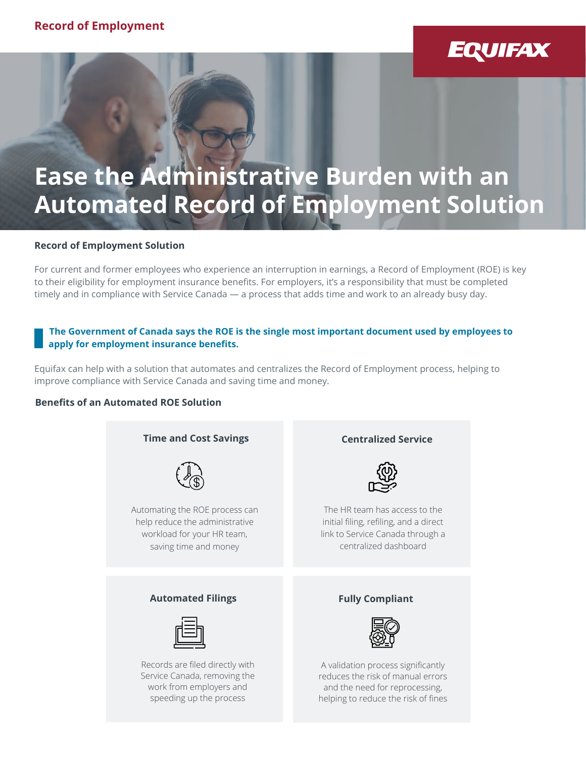Record of Employment

# Ease the Administrative Burden with an Automated Record of Employment Solution

### Record of Employment Solution

For current and former employees who experience an interruption in earnings, a Record of Employment (ROE) is key to their eligibility for employment insurance benefits. For employers, it's a responsibility that must be completed timely and in compliance with Service Canada — a process that adds time and work to an already busy day.

> **The Government of Canada says the ROE is the single most important document used by employees to apply for employment insurance benefits.**

Equifax can help with a solution that automates and centralizes the Record of Employment process, helping to improve compliance with Service Canada and saving time and money.

### Benefits of an Automated ROE Solution

#### Time and Cost Savings

Automating the ROE process can help reduce the administrative workload for your HR team, saving time and money

#### Centralized Service

The HR team has access to the initial filing, refiling, and a direct link to Service Canada through a centralized dashboard

#### Automated Filings

Records are filed directly with Service Canada, removing the work from employers and speeding up the process

#### Fully Compliant

A validation process significantly reduces the risk of manual errors and the need for reprocessing, helping to reduce the risk of fines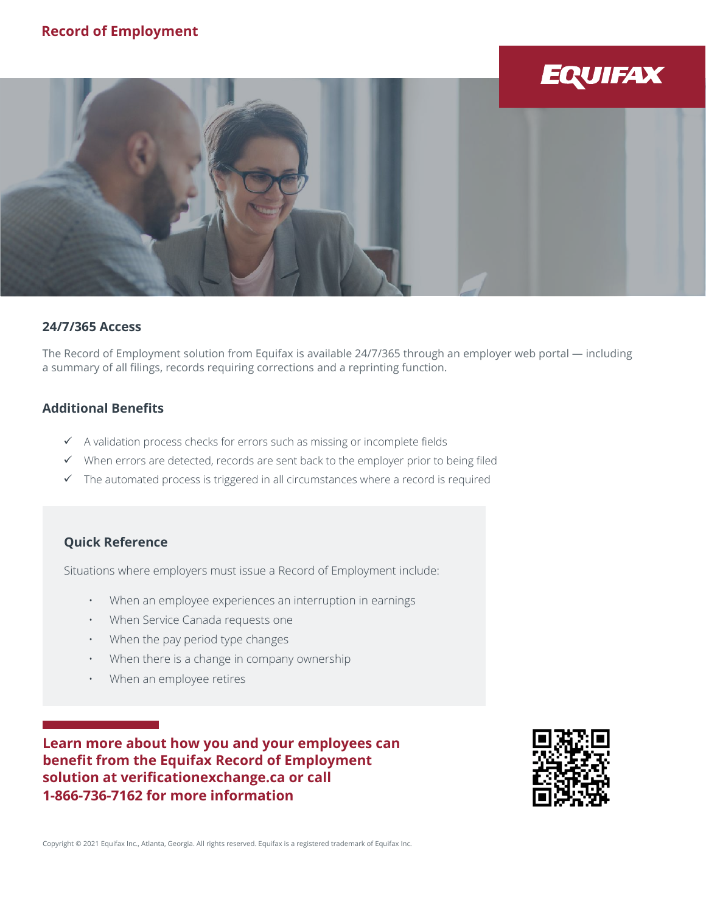# Record of Employment

EQUIFAX

## 24/7/365 Access

The Record of Employment solution from Equifax is available 24/7/365 through an employer web portal — including a summary of all filings, records requiring corrections and a reprinting function.

## Additional Benefits

- ✓ A validation process checks for errors such as missing or incomplete fields
- ✓ When errors are detected, records are sent back to the employer prior to being filed
- ✓ The automated process is triggered in all circumstances where a record is required

### Quick Reference

Situations where employers must issue a Record of Employment include:

- When an employee experiences an interruption in earnings
- When Service Canada requests one
- When the pay period type changes
- When there is a change in company ownership
- When an employee retires

**Learn more about how you and your employees can benefit from the Equifax Record of Employment solution at verificationexchange.ca or call 1-866-736-7162 for more information**

Copyright © 2021 Equifax Inc., Atlanta, Georgia. All rights reserved. Equifax is a registered trademark of Equifax Inc.